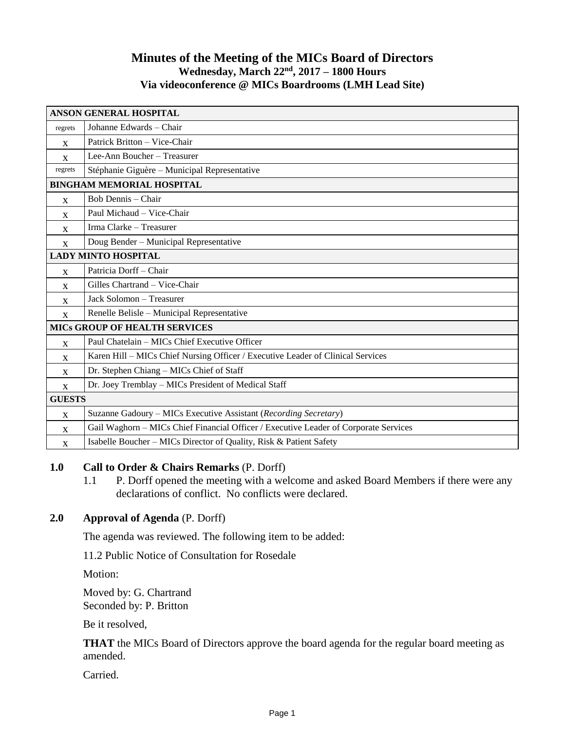# Minutes of the Meeting of the MICs Board of Directors

**Wednesday, March 22nd, 2017 – 1800 Hours**

**Via videoconference @ MICs Boardrooms (LMH Lead Site)**

| **ANSON GENERAL HOSPITAL** | |
|---|---|
| regrets | Johanne Edwards – Chair |
| X | Patrick Britton – Vice-Chair |
| X | Lee-Ann Boucher – Treasurer |
| regrets | Stéphanie Giguère – Municipal Representative |
| **BINGHAM MEMORIAL HOSPITAL** | |
| X | Bob Dennis – Chair |
| X | Paul Michaud – Vice-Chair |
| X | Irma Clarke – Treasurer |
| X | Doug Bender – Municipal Representative |
| **LADY MINTO HOSPITAL** | |
| X | Patricia Dorff – Chair |
| X | Gilles Chartrand – Vice-Chair |
| X | Jack Solomon – Treasurer |
| X | Renelle Belisle – Municipal Representative |
| **MICs GROUP OF HEALTH SERVICES** | |
| X | Paul Chatelain – MICs Chief Executive Officer |
| X | Karen Hill – MICs Chief Nursing Officer / Executive Leader of Clinical Services |
| X | Dr. Stephen Chiang – MICs Chief of Staff |
| X | Dr. Joey Tremblay – MICs President of Medical Staff |
| **GUESTS** | |
| X | Suzanne Gadoury – MICs Executive Assistant (*Recording Secretary*) |
| X | Gail Waghorn – MICs Chief Financial Officer / Executive Leader of Corporate Services |
| X | Isabelle Boucher – MICs Director of Quality, Risk & Patient Safety |

## 1.0 Call to Order & Chairs Remarks (P. Dorff)

1.1 P. Dorff opened the meeting with a welcome and asked Board Members if there were any declarations of conflict. No conflicts were declared.

## 2.0 Approval of Agenda (P. Dorff)

The agenda was reviewed. The following item to be added:

11.2 Public Notice of Consultation for Rosedale

Motion:

Moved by: G. Chartrand
Seconded by: P. Britton

Be it resolved,

**THAT** the MICs Board of Directors approve the board agenda for the regular board meeting as amended.

Carried.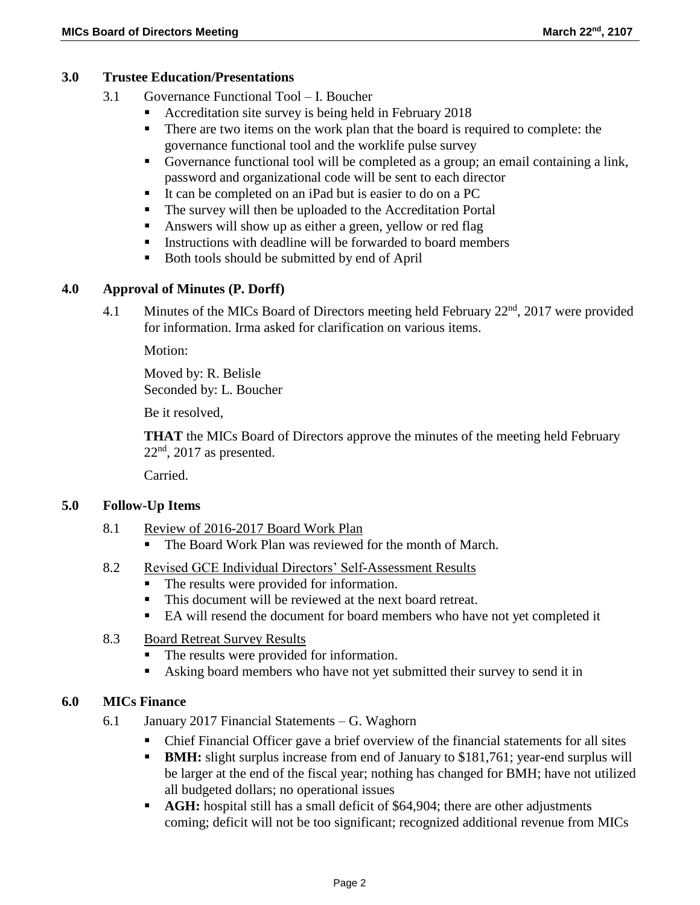## 3.0 Trustee Education/Presentations

3.1 Governance Functional Tool – I. Boucher

- Accreditation site survey is being held in February 2018
- There are two items on the work plan that the board is required to complete: the governance functional tool and the worklife pulse survey
- Governance functional tool will be completed as a group; an email containing a link, password and organizational code will be sent to each director
- It can be completed on an iPad but is easier to do on a PC
- The survey will then be uploaded to the Accreditation Portal
- Answers will show up as either a green, yellow or red flag
- Instructions with deadline will be forwarded to board members
- Both tools should be submitted by end of April

## 4.0 Approval of Minutes (P. Dorff)

4.1 Minutes of the MICs Board of Directors meeting held February 22nd, 2017 were provided for information. Irma asked for clarification on various items.

Motion:

Moved by: R. Belisle
Seconded by: L. Boucher

Be it resolved,

**THAT** the MICs Board of Directors approve the minutes of the meeting held February 22nd, 2017 as presented.

Carried.

## 5.0 Follow-Up Items

8.1 Review of 2016-2017 Board Work Plan

- The Board Work Plan was reviewed for the month of March.

8.2 Revised GCE Individual Directors' Self-Assessment Results

- The results were provided for information.
- This document will be reviewed at the next board retreat.
- EA will resend the document for board members who have not yet completed it

8.3 Board Retreat Survey Results

- The results were provided for information.
- Asking board members who have not yet submitted their survey to send it in

## 6.0 MICs Finance

6.1 January 2017 Financial Statements – G. Waghorn

- Chief Financial Officer gave a brief overview of the financial statements for all sites
- **BMH:** slight surplus increase from end of January to $181,761; year-end surplus will be larger at the end of the fiscal year; nothing has changed for BMH; have not utilized all budgeted dollars; no operational issues
- **AGH:** hospital still has a small deficit of $64,904; there are other adjustments coming; deficit will not be too significant; recognized additional revenue from MICs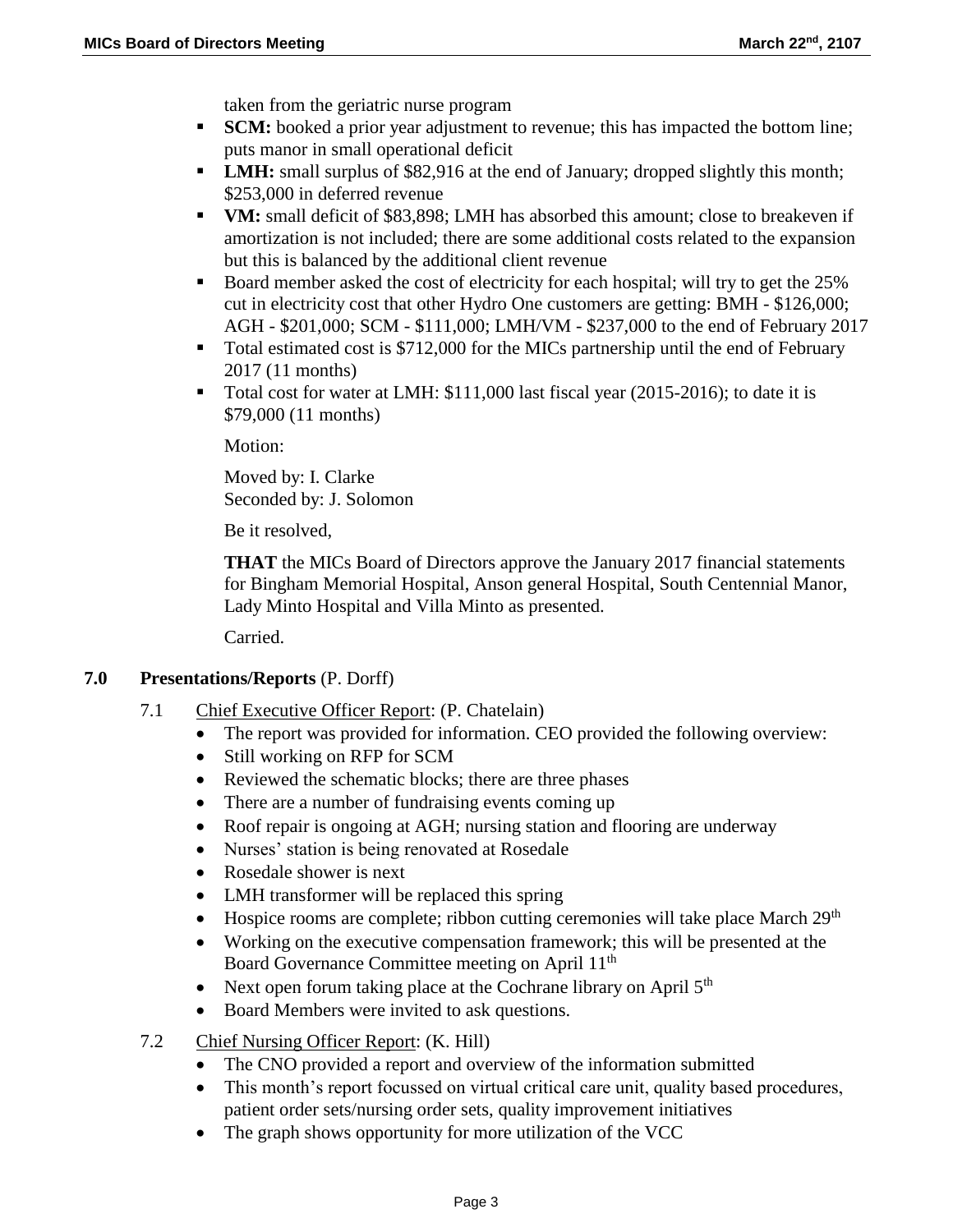taken from the geriatric nurse program

- **SCM:** booked a prior year adjustment to revenue; this has impacted the bottom line; puts manor in small operational deficit
- **LMH:** small surplus of $82,916 at the end of January; dropped slightly this month; $253,000 in deferred revenue
- **VM:** small deficit of $83,898; LMH has absorbed this amount; close to breakeven if amortization is not included; there are some additional costs related to the expansion but this is balanced by the additional client revenue
- Board member asked the cost of electricity for each hospital; will try to get the 25% cut in electricity cost that other Hydro One customers are getting: BMH - $126,000; AGH - $201,000; SCM - $111,000; LMH/VM - $237,000 to the end of February 2017
- Total estimated cost is $712,000 for the MICs partnership until the end of February 2017 (11 months)
- Total cost for water at LMH: $111,000 last fiscal year (2015-2016); to date it is $79,000 (11 months)

Motion:

Moved by: I. Clarke
Seconded by: J. Solomon

Be it resolved,

**THAT** the MICs Board of Directors approve the January 2017 financial statements for Bingham Memorial Hospital, Anson general Hospital, South Centennial Manor, Lady Minto Hospital and Villa Minto as presented.

Carried.

## 7.0 Presentations/Reports (P. Dorff)

### 7.1 Chief Executive Officer Report: (P. Chatelain)

- The report was provided for information. CEO provided the following overview:
- Still working on RFP for SCM
- Reviewed the schematic blocks; there are three phases
- There are a number of fundraising events coming up
- Roof repair is ongoing at AGH; nursing station and flooring are underway
- Nurses' station is being renovated at Rosedale
- Rosedale shower is next
- LMH transformer will be replaced this spring
- Hospice rooms are complete; ribbon cutting ceremonies will take place March 29th
- Working on the executive compensation framework; this will be presented at the Board Governance Committee meeting on April 11th
- Next open forum taking place at the Cochrane library on April 5th
- Board Members were invited to ask questions.

### 7.2 Chief Nursing Officer Report: (K. Hill)

- The CNO provided a report and overview of the information submitted
- This month's report focussed on virtual critical care unit, quality based procedures, patient order sets/nursing order sets, quality improvement initiatives
- The graph shows opportunity for more utilization of the VCC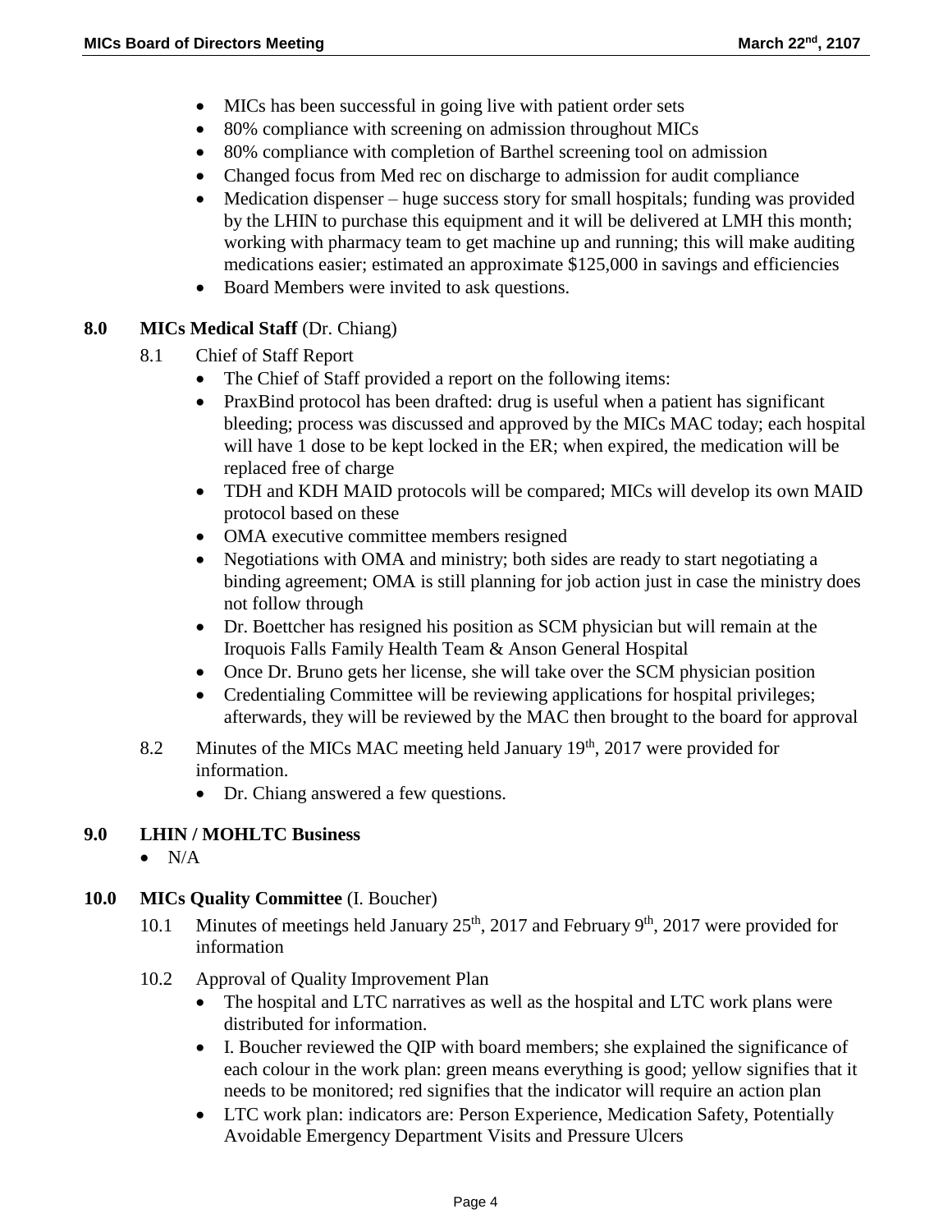- MICs has been successful in going live with patient order sets
- 80% compliance with screening on admission throughout MICs
- 80% compliance with completion of Barthel screening tool on admission
- Changed focus from Med rec on discharge to admission for audit compliance
- Medication dispenser – huge success story for small hospitals; funding was provided by the LHIN to purchase this equipment and it will be delivered at LMH this month; working with pharmacy team to get machine up and running; this will make auditing medications easier; estimated an approximate $125,000 in savings and efficiencies
- Board Members were invited to ask questions.

**8.0 MICs Medical Staff** (Dr. Chiang)

8.1 Chief of Staff Report

- The Chief of Staff provided a report on the following items:
- PraxBind protocol has been drafted: drug is useful when a patient has significant bleeding; process was discussed and approved by the MICs MAC today; each hospital will have 1 dose to be kept locked in the ER; when expired, the medication will be replaced free of charge
- TDH and KDH MAID protocols will be compared; MICs will develop its own MAID protocol based on these
- OMA executive committee members resigned
- Negotiations with OMA and ministry; both sides are ready to start negotiating a binding agreement; OMA is still planning for job action just in case the ministry does not follow through
- Dr. Boettcher has resigned his position as SCM physician but will remain at the Iroquois Falls Family Health Team & Anson General Hospital
- Once Dr. Bruno gets her license, she will take over the SCM physician position
- Credentialing Committee will be reviewing applications for hospital privileges; afterwards, they will be reviewed by the MAC then brought to the board for approval

8.2 Minutes of the MICs MAC meeting held January 19th, 2017 were provided for information.

- Dr. Chiang answered a few questions.

**9.0 LHIN / MOHLTC Business**

- N/A

**10.0 MICs Quality Committee** (I. Boucher)

10.1 Minutes of meetings held January 25th, 2017 and February 9th, 2017 were provided for information

10.2 Approval of Quality Improvement Plan

- The hospital and LTC narratives as well as the hospital and LTC work plans were distributed for information.
- I. Boucher reviewed the QIP with board members; she explained the significance of each colour in the work plan: green means everything is good; yellow signifies that it needs to be monitored; red signifies that the indicator will require an action plan
- LTC work plan: indicators are: Person Experience, Medication Safety, Potentially Avoidable Emergency Department Visits and Pressure Ulcers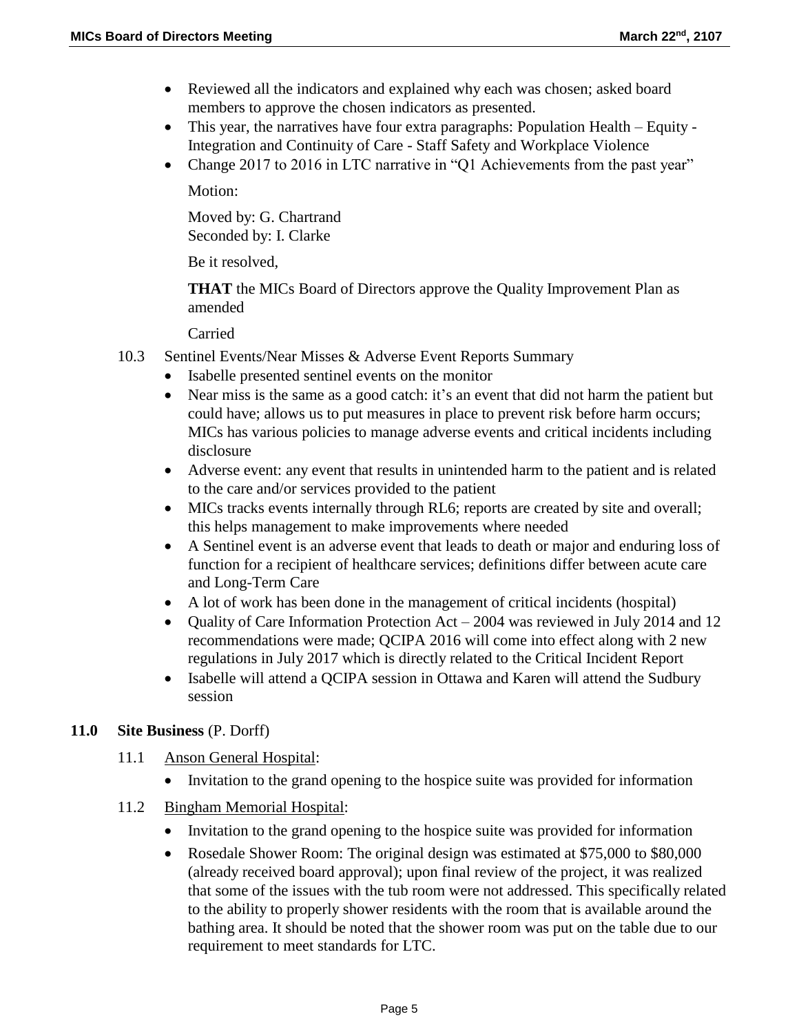- Reviewed all the indicators and explained why each was chosen; asked board members to approve the chosen indicators as presented.
- This year, the narratives have four extra paragraphs: Population Health – Equity - Integration and Continuity of Care - Staff Safety and Workplace Violence
- Change 2017 to 2016 in LTC narrative in "Q1 Achievements from the past year"

  Motion:

  Moved by: G. Chartrand
  Seconded by: I. Clarke

  Be it resolved,

  **THAT** the MICs Board of Directors approve the Quality Improvement Plan as amended

  Carried

10.3 Sentinel Events/Near Misses & Adverse Event Reports Summary

- Isabelle presented sentinel events on the monitor
- Near miss is the same as a good catch: it's an event that did not harm the patient but could have; allows us to put measures in place to prevent risk before harm occurs; MICs has various policies to manage adverse events and critical incidents including disclosure
- Adverse event: any event that results in unintended harm to the patient and is related to the care and/or services provided to the patient
- MICs tracks events internally through RL6; reports are created by site and overall; this helps management to make improvements where needed
- A Sentinel event is an adverse event that leads to death or major and enduring loss of function for a recipient of healthcare services; definitions differ between acute care and Long-Term Care
- A lot of work has been done in the management of critical incidents (hospital)
- Quality of Care Information Protection Act – 2004 was reviewed in July 2014 and 12 recommendations were made; QCIPA 2016 will come into effect along with 2 new regulations in July 2017 which is directly related to the Critical Incident Report
- Isabelle will attend a QCIPA session in Ottawa and Karen will attend the Sudbury session

**11.0 Site Business** (P. Dorff)

11.1 Anson General Hospital:

- Invitation to the grand opening to the hospice suite was provided for information

11.2 Bingham Memorial Hospital:

- Invitation to the grand opening to the hospice suite was provided for information
- Rosedale Shower Room: The original design was estimated at $75,000 to $80,000 (already received board approval); upon final review of the project, it was realized that some of the issues with the tub room were not addressed. This specifically related to the ability to properly shower residents with the room that is available around the bathing area. It should be noted that the shower room was put on the table due to our requirement to meet standards for LTC.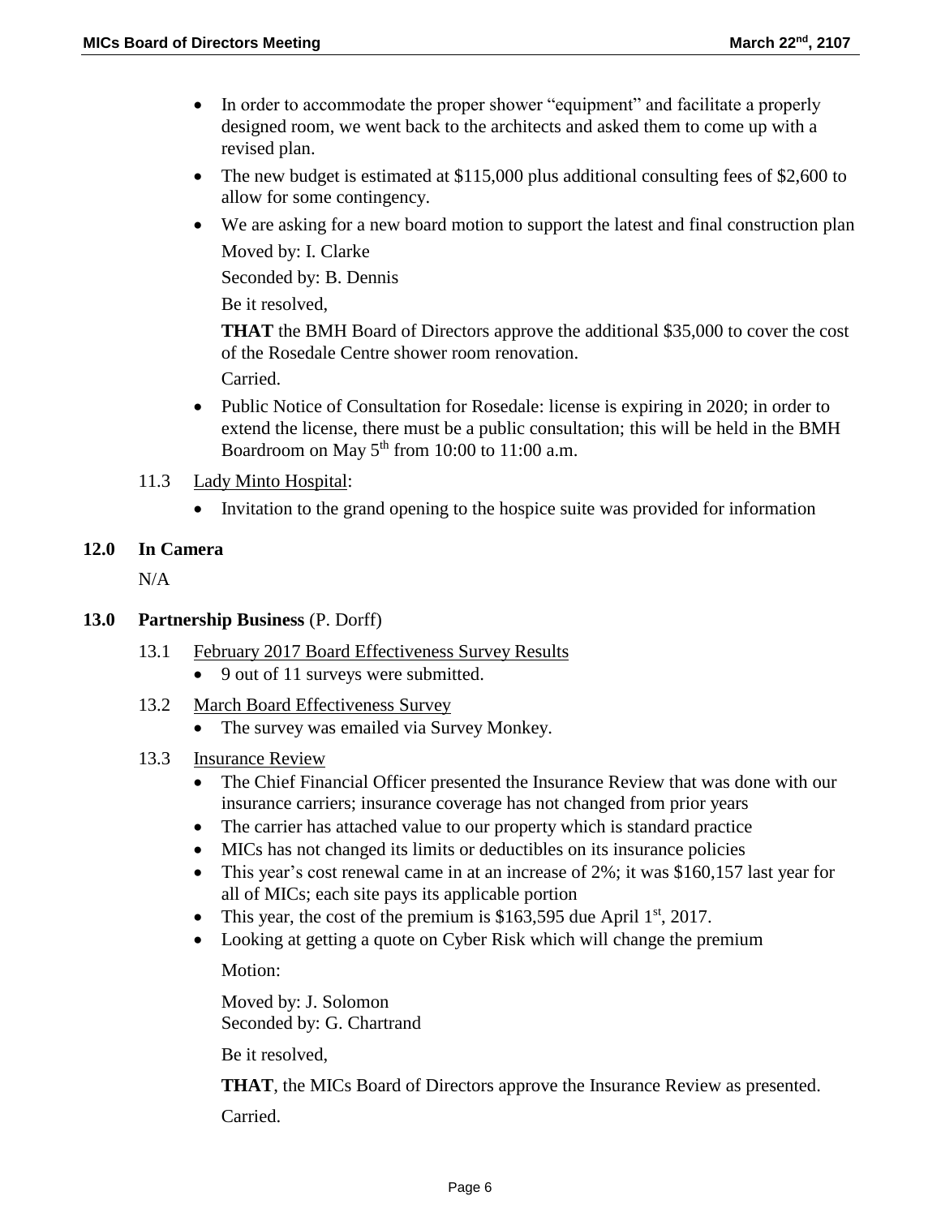- In order to accommodate the proper shower "equipment" and facilitate a properly designed room, we went back to the architects and asked them to come up with a revised plan.
- The new budget is estimated at $115,000 plus additional consulting fees of $2,600 to allow for some contingency.
- We are asking for a new board motion to support the latest and final construction plan

  Moved by: I. Clarke

  Seconded by: B. Dennis

  Be it resolved,

  **THAT** the BMH Board of Directors approve the additional $35,000 to cover the cost of the Rosedale Centre shower room renovation.

  Carried.

- Public Notice of Consultation for Rosedale: license is expiring in 2020; in order to extend the license, there must be a public consultation; this will be held in the BMH Boardroom on May 5th from 10:00 to 11:00 a.m.

11.3 Lady Minto Hospital:

- Invitation to the grand opening to the hospice suite was provided for information

## 12.0 In Camera

N/A

## 13.0 Partnership Business (P. Dorff)

13.1 February 2017 Board Effectiveness Survey Results

- 9 out of 11 surveys were submitted.

13.2 March Board Effectiveness Survey

- The survey was emailed via Survey Monkey.

13.3 Insurance Review

- The Chief Financial Officer presented the Insurance Review that was done with our insurance carriers; insurance coverage has not changed from prior years
- The carrier has attached value to our property which is standard practice
- MICs has not changed its limits or deductibles on its insurance policies
- This year's cost renewal came in at an increase of 2%; it was $160,157 last year for all of MICs; each site pays its applicable portion
- This year, the cost of the premium is $163,595 due April 1st, 2017.
- Looking at getting a quote on Cyber Risk which will change the premium

  Motion:

  Moved by: J. Solomon
  Seconded by: G. Chartrand

  Be it resolved,

  **THAT**, the MICs Board of Directors approve the Insurance Review as presented.

  Carried.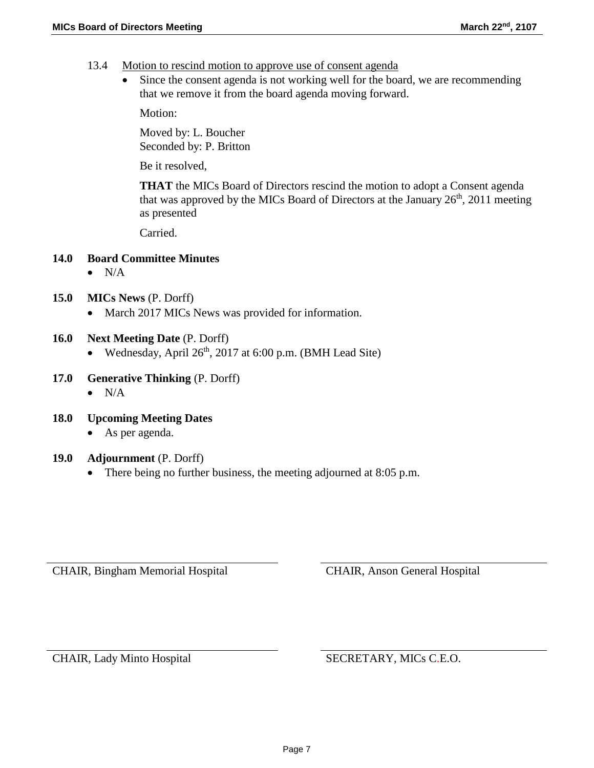13.4 Motion to rescind motion to approve use of consent agenda

- Since the consent agenda is not working well for the board, we are recommending that we remove it from the board agenda moving forward.

  Motion:

  Moved by: L. Boucher
  Seconded by: P. Britton

  Be it resolved,

  **THAT** the MICs Board of Directors rescind the motion to adopt a Consent agenda that was approved by the MICs Board of Directors at the January 26th, 2011 meeting as presented

  Carried.

## 14.0 Board Committee Minutes

- N/A

## 15.0 MICs News (P. Dorff)

- March 2017 MICs News was provided for information.

## 16.0 Next Meeting Date (P. Dorff)

- Wednesday, April 26th, 2017 at 6:00 p.m. (BMH Lead Site)

## 17.0 Generative Thinking (P. Dorff)

- N/A

## 18.0 Upcoming Meeting Dates

- As per agenda.

## 19.0 Adjournment (P. Dorff)

- There being no further business, the meeting adjourned at 8:05 p.m.

CHAIR, Bingham Memorial Hospital

CHAIR, Anson General Hospital

CHAIR, Lady Minto Hospital

SECRETARY, MICs C.E.O.